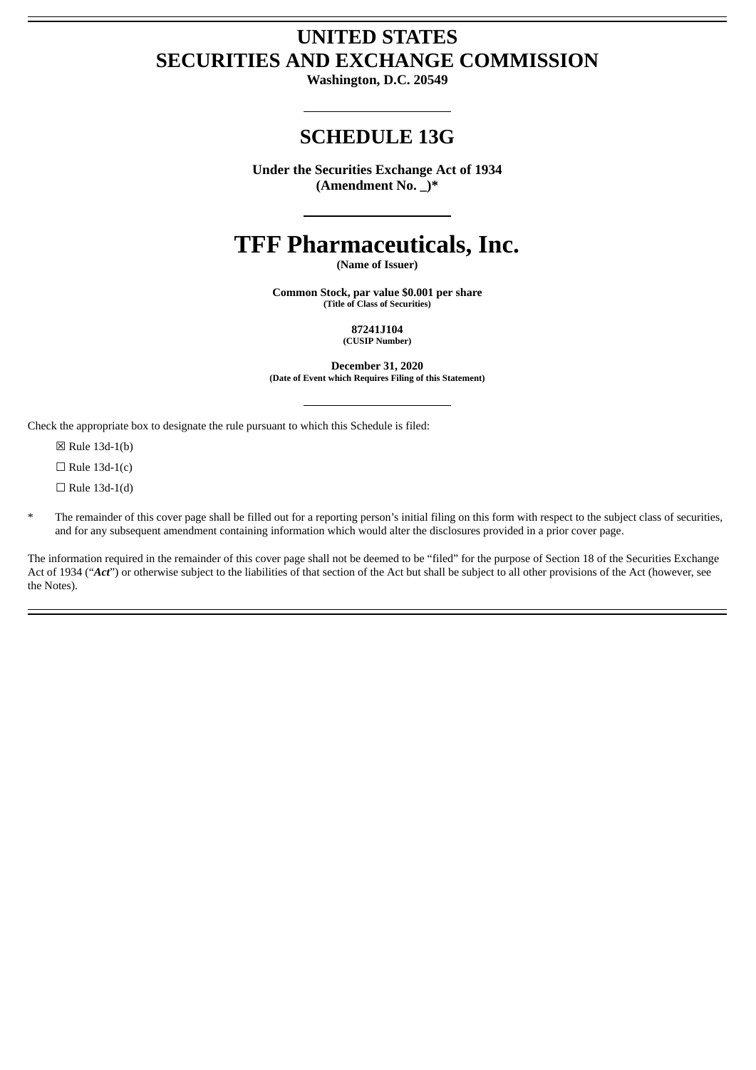# UNITED STATES
# SECURITIES AND EXCHANGE COMMISSION

**Washington, D.C. 20549**

## SCHEDULE 13G

**Under the Securities Exchange Act of 1934**
**(Amendment No. _)***

# TFF Pharmaceuticals, Inc.

**(Name of Issuer)**

**Common Stock, par value $0.001 per share**
**(Title of Class of Securities)**

**87241J104**
**(CUSIP Number)**

**December 31, 2020**
**(Date of Event which Requires Filing of this Statement)**

Check the appropriate box to designate the rule pursuant to which this Schedule is filed:

☒ Rule 13d-1(b)

☐ Rule 13d-1(c)

☐ Rule 13d-1(d)

\* The remainder of this cover page shall be filled out for a reporting person's initial filing on this form with respect to the subject class of securities, and for any subsequent amendment containing information which would alter the disclosures provided in a prior cover page.

The information required in the remainder of this cover page shall not be deemed to be "filed" for the purpose of Section 18 of the Securities Exchange Act of 1934 ("***Act***") or otherwise subject to the liabilities of that section of the Act but shall be subject to all other provisions of the Act (however, see the Notes).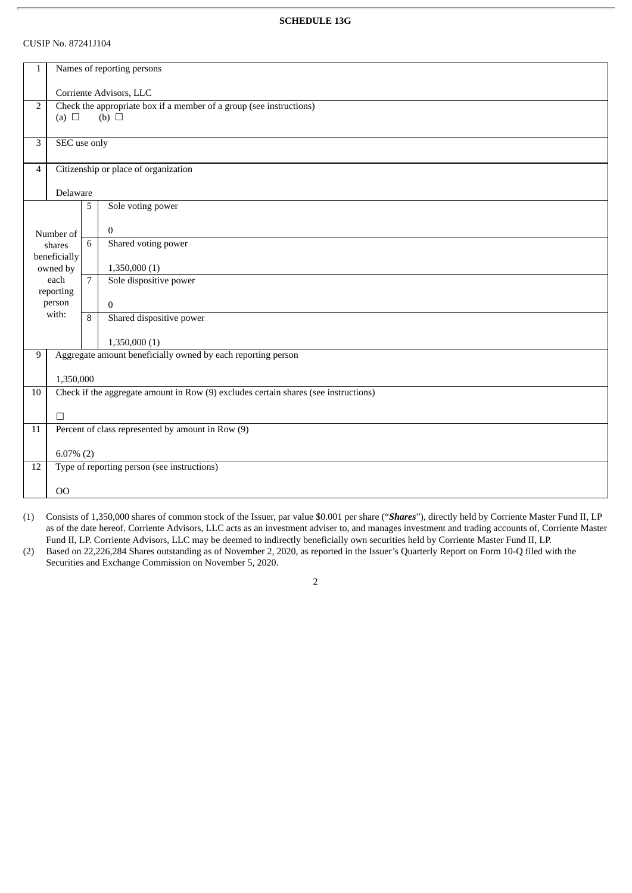**SCHEDULE 13G**

CUSIP No. 87241J104

| | | | |
|---|---|---|---|
| 1 | Names of reporting persons<br><br>Corriente Advisors, LLC | | |
| 2 | Check the appropriate box if a member of a group (see instructions)<br>(a) ☐ (b) ☐ | | |
| 3 | SEC use only | | |
| 4 | Citizenship or place of organization<br><br>Delaware | | |
| Number of shares beneficially owned by each reporting person with: | 5 | Sole voting power<br><br>0 | |
| | 6 | Shared voting power<br><br>1,350,000 (1) | |
| | 7 | Sole dispositive power<br><br>0 | |
| | 8 | Shared dispositive power<br><br>1,350,000 (1) | |
| 9 | Aggregate amount beneficially owned by each reporting person<br><br>1,350,000 | | |
| 10 | Check if the aggregate amount in Row (9) excludes certain shares (see instructions)<br><br>☐ | | |
| 11 | Percent of class represented by amount in Row (9)<br><br>6.07% (2) | | |
| 12 | Type of reporting person (see instructions)<br><br>OO | | |

(1) Consists of 1,350,000 shares of common stock of the Issuer, par value $0.001 per share ("***Shares***"), directly held by Corriente Master Fund II, LP as of the date hereof. Corriente Advisors, LLC acts as an investment adviser to, and manages investment and trading accounts of, Corriente Master Fund II, LP. Corriente Advisors, LLC may be deemed to indirectly beneficially own securities held by Corriente Master Fund II, LP.

(2) Based on 22,226,284 Shares outstanding as of November 2, 2020, as reported in the Issuer's Quarterly Report on Form 10-Q filed with the Securities and Exchange Commission on November 5, 2020.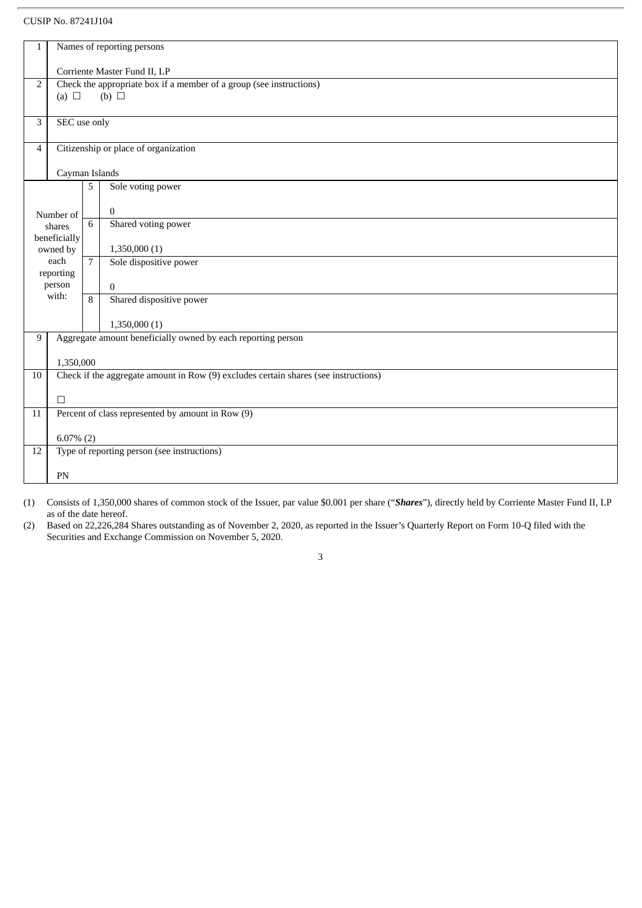CUSIP No. 87241J104

| | | | |
|---|---|---|---|
| 1 | Names of reporting persons<br><br>Corriente Master Fund II, LP | | |
| 2 | Check the appropriate box if a member of a group (see instructions)<br>(a) ☐ (b) ☐ | | |
| 3 | SEC use only | | |
| 4 | Citizenship or place of organization<br><br>Cayman Islands | | |
| Number of shares beneficially owned by each reporting person with: | 5 | Sole voting power<br><br>0 | |
| | 6 | Shared voting power<br><br>1,350,000 (1) | |
| | 7 | Sole dispositive power<br><br>0 | |
| | 8 | Shared dispositive power<br><br>1,350,000 (1) | |
| 9 | Aggregate amount beneficially owned by each reporting person<br><br>1,350,000 | | |
| 10 | Check if the aggregate amount in Row (9) excludes certain shares (see instructions)<br><br>☐ | | |
| 11 | Percent of class represented by amount in Row (9)<br><br>6.07% (2) | | |
| 12 | Type of reporting person (see instructions)<br><br>PN | | |

(1) Consists of 1,350,000 shares of common stock of the Issuer, par value $0.001 per share ("***Shares***"), directly held by Corriente Master Fund II, LP as of the date hereof.

(2) Based on 22,226,284 Shares outstanding as of November 2, 2020, as reported in the Issuer's Quarterly Report on Form 10-Q filed with the Securities and Exchange Commission on November 5, 2020.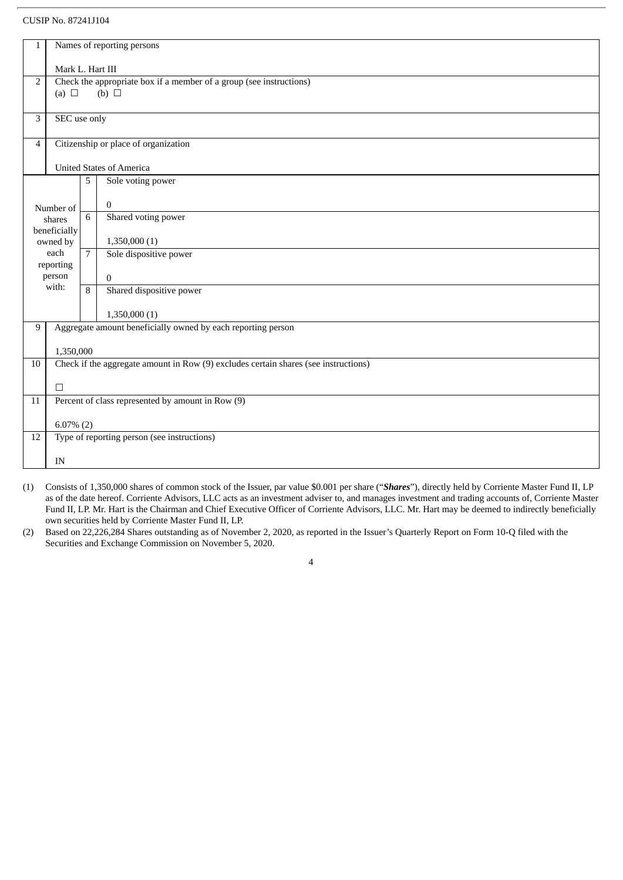CUSIP No. 87241J104

| | | | |
|---|---|---|---|
| 1 | Names of reporting persons<br><br>Mark L. Hart III | | |
| 2 | Check the appropriate box if a member of a group (see instructions)<br>(a) ☐ (b) ☐ | | |
| 3 | SEC use only | | |
| 4 | Citizenship or place of organization<br><br>United States of America | | |
| Number of shares beneficially owned by each reporting person with: | 5 | Sole voting power<br><br>0 | |
| | 6 | Shared voting power<br><br>1,350,000 (1) | |
| | 7 | Sole dispositive power<br><br>0 | |
| | 8 | Shared dispositive power<br><br>1,350,000 (1) | |
| 9 | Aggregate amount beneficially owned by each reporting person<br><br>1,350,000 | | |
| 10 | Check if the aggregate amount in Row (9) excludes certain shares (see instructions)<br><br>☐ | | |
| 11 | Percent of class represented by amount in Row (9)<br><br>6.07% (2) | | |
| 12 | Type of reporting person (see instructions)<br><br>IN | | |

(1) Consists of 1,350,000 shares of common stock of the Issuer, par value $0.001 per share ("***Shares***"), directly held by Corriente Master Fund II, LP as of the date hereof. Corriente Advisors, LLC acts as an investment adviser to, and manages investment and trading accounts of, Corriente Master Fund II, LP. Mr. Hart is the Chairman and Chief Executive Officer of Corriente Advisors, LLC. Mr. Hart may be deemed to indirectly beneficially own securities held by Corriente Master Fund II, LP.

(2) Based on 22,226,284 Shares outstanding as of November 2, 2020, as reported in the Issuer's Quarterly Report on Form 10-Q filed with the Securities and Exchange Commission on November 5, 2020.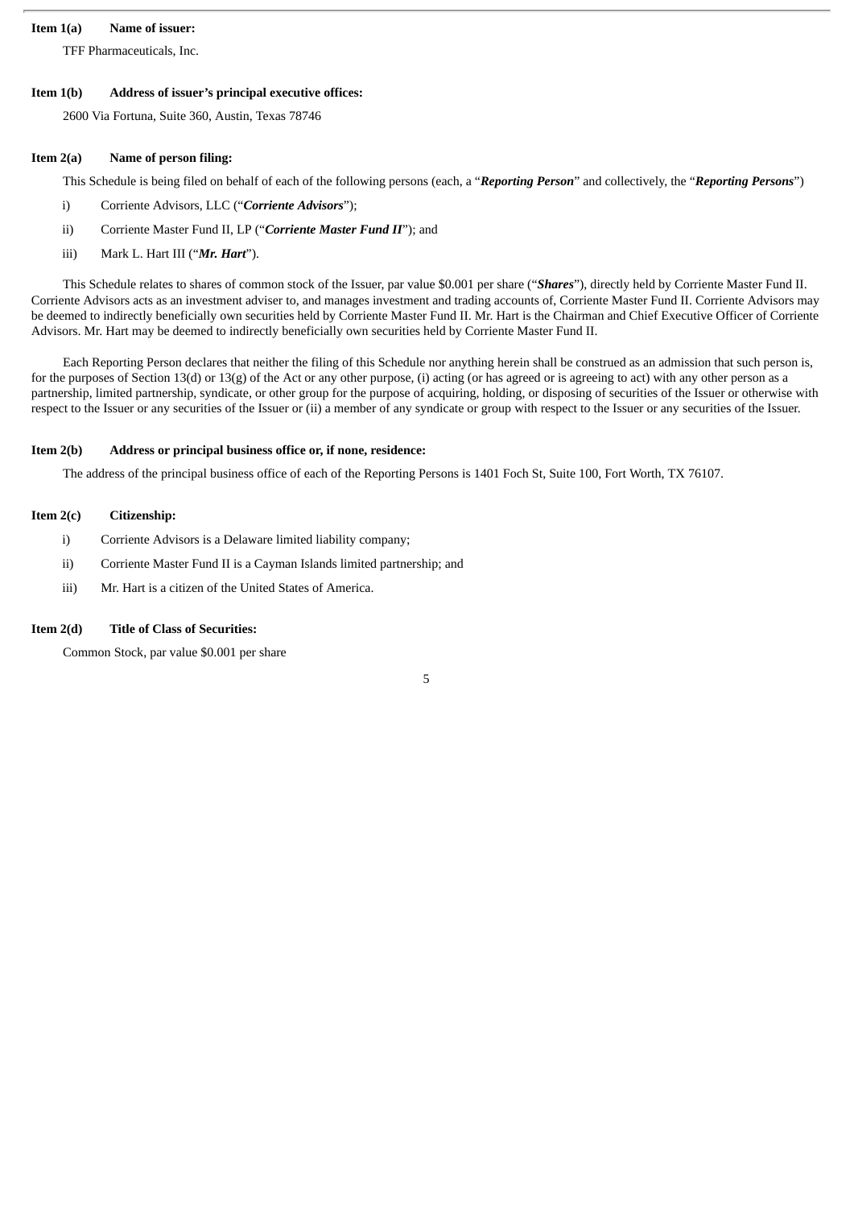**Item 1(a) Name of issuer:**

TFF Pharmaceuticals, Inc.

**Item 1(b) Address of issuer's principal executive offices:**

2600 Via Fortuna, Suite 360, Austin, Texas 78746

**Item 2(a) Name of person filing:**

This Schedule is being filed on behalf of each of the following persons (each, a "***Reporting Person***" and collectively, the "***Reporting Persons***")

i) Corriente Advisors, LLC ("***Corriente Advisors***");

ii) Corriente Master Fund II, LP ("***Corriente Master Fund II***"); and

iii) Mark L. Hart III ("***Mr. Hart***").

This Schedule relates to shares of common stock of the Issuer, par value $0.001 per share ("***Shares***"), directly held by Corriente Master Fund II. Corriente Advisors acts as an investment adviser to, and manages investment and trading accounts of, Corriente Master Fund II. Corriente Advisors may be deemed to indirectly beneficially own securities held by Corriente Master Fund II. Mr. Hart is the Chairman and Chief Executive Officer of Corriente Advisors. Mr. Hart may be deemed to indirectly beneficially own securities held by Corriente Master Fund II.

Each Reporting Person declares that neither the filing of this Schedule nor anything herein shall be construed as an admission that such person is, for the purposes of Section 13(d) or 13(g) of the Act or any other purpose, (i) acting (or has agreed or is agreeing to act) with any other person as a partnership, limited partnership, syndicate, or other group for the purpose of acquiring, holding, or disposing of securities of the Issuer or otherwise with respect to the Issuer or any securities of the Issuer or (ii) a member of any syndicate or group with respect to the Issuer or any securities of the Issuer.

**Item 2(b) Address or principal business office or, if none, residence:**

The address of the principal business office of each of the Reporting Persons is 1401 Foch St, Suite 100, Fort Worth, TX 76107.

**Item 2(c) Citizenship:**

i) Corriente Advisors is a Delaware limited liability company;

ii) Corriente Master Fund II is a Cayman Islands limited partnership; and

iii) Mr. Hart is a citizen of the United States of America.

**Item 2(d) Title of Class of Securities:**

Common Stock, par value $0.001 per share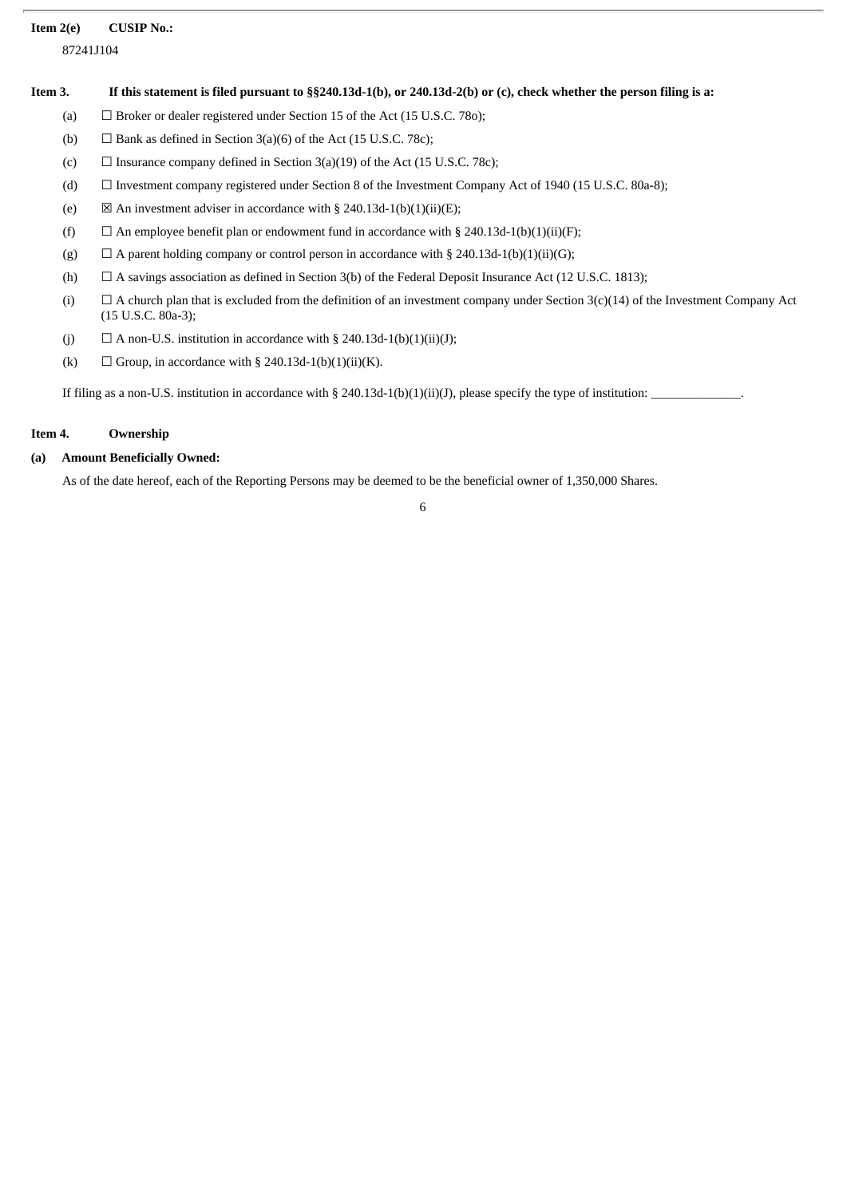**Item 2(e)** **CUSIP No.:**

87241J104

**Item 3.** **If this statement is filed pursuant to §§240.13d-1(b), or 240.13d-2(b) or (c), check whether the person filing is a:**

(a) ☐ Broker or dealer registered under Section 15 of the Act (15 U.S.C. 78o);

(b) ☐ Bank as defined in Section 3(a)(6) of the Act (15 U.S.C. 78c);

(c) ☐ Insurance company defined in Section 3(a)(19) of the Act (15 U.S.C. 78c);

(d) ☐ Investment company registered under Section 8 of the Investment Company Act of 1940 (15 U.S.C. 80a-8);

(e) ☒ An investment adviser in accordance with § 240.13d-1(b)(1)(ii)(E);

(f) ☐ An employee benefit plan or endowment fund in accordance with § 240.13d-1(b)(1)(ii)(F);

(g) ☐ A parent holding company or control person in accordance with § 240.13d-1(b)(1)(ii)(G);

(h) ☐ A savings association as defined in Section 3(b) of the Federal Deposit Insurance Act (12 U.S.C. 1813);

(i) ☐ A church plan that is excluded from the definition of an investment company under Section 3(c)(14) of the Investment Company Act (15 U.S.C. 80a-3);

(j) ☐ A non-U.S. institution in accordance with § 240.13d-1(b)(1)(ii)(J);

(k) ☐ Group, in accordance with § 240.13d-1(b)(1)(ii)(K).

If filing as a non-U.S. institution in accordance with § 240.13d-1(b)(1)(ii)(J), please specify the type of institution: ______________.

**Item 4.** **Ownership**

**(a)** **Amount Beneficially Owned:**

As of the date hereof, each of the Reporting Persons may be deemed to be the beneficial owner of 1,350,000 Shares.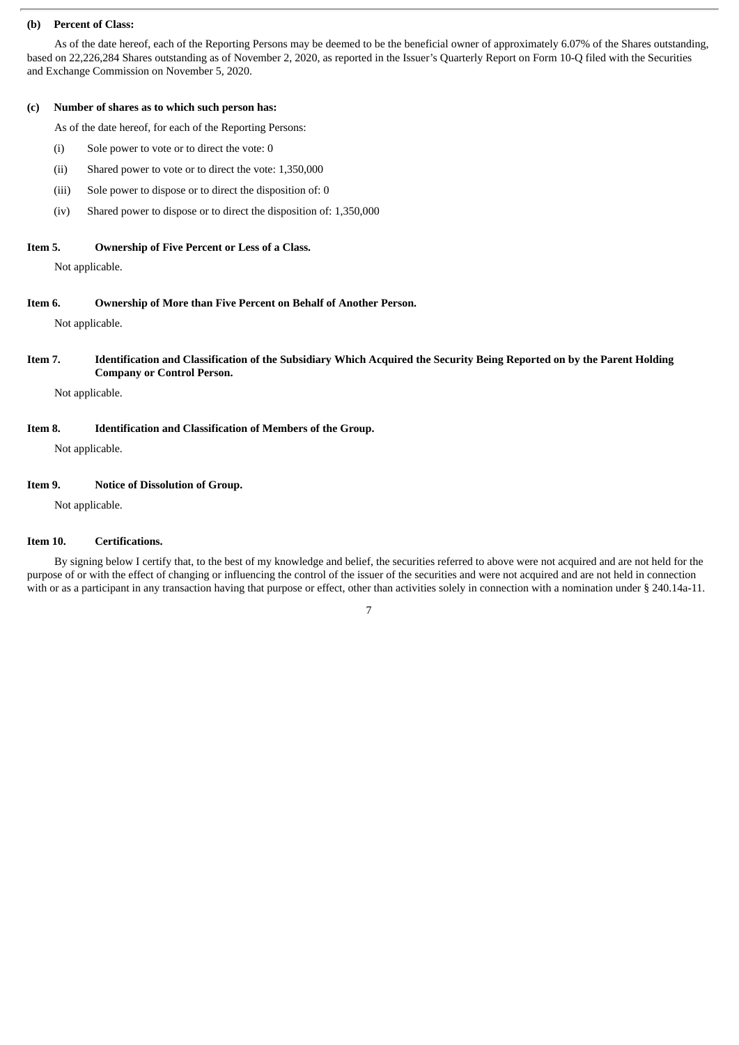**(b) Percent of Class:**

As of the date hereof, each of the Reporting Persons may be deemed to be the beneficial owner of approximately 6.07% of the Shares outstanding, based on 22,226,284 Shares outstanding as of November 2, 2020, as reported in the Issuer's Quarterly Report on Form 10-Q filed with the Securities and Exchange Commission on November 5, 2020.

**(c) Number of shares as to which such person has:**

As of the date hereof, for each of the Reporting Persons:

(i) Sole power to vote or to direct the vote: 0

(ii) Shared power to vote or to direct the vote: 1,350,000

(iii) Sole power to dispose or to direct the disposition of: 0

(iv) Shared power to dispose or to direct the disposition of: 1,350,000

**Item 5. Ownership of Five Percent or Less of a Class.**

Not applicable.

**Item 6. Ownership of More than Five Percent on Behalf of Another Person.**

Not applicable.

**Item 7. Identification and Classification of the Subsidiary Which Acquired the Security Being Reported on by the Parent Holding Company or Control Person.**

Not applicable.

**Item 8. Identification and Classification of Members of the Group.**

Not applicable.

**Item 9. Notice of Dissolution of Group.**

Not applicable.

**Item 10. Certifications.**

By signing below I certify that, to the best of my knowledge and belief, the securities referred to above were not acquired and are not held for the purpose of or with the effect of changing or influencing the control of the issuer of the securities and were not acquired and are not held in connection with or as a participant in any transaction having that purpose or effect, other than activities solely in connection with a nomination under § 240.14a-11.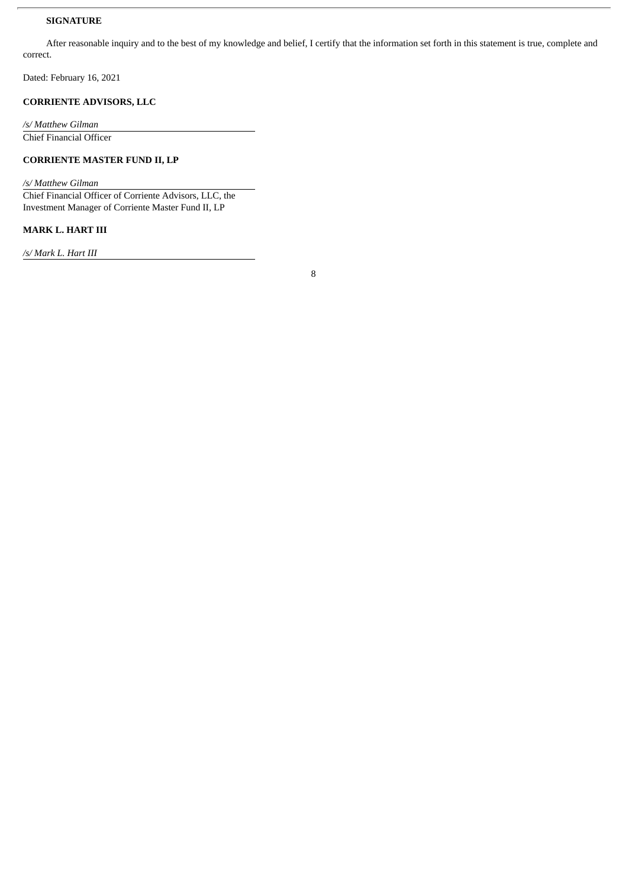**SIGNATURE**

After reasonable inquiry and to the best of my knowledge and belief, I certify that the information set forth in this statement is true, complete and correct.

Dated: February 16, 2021

**CORRIENTE ADVISORS, LLC**

*/s/ Matthew Gilman*
Chief Financial Officer

**CORRIENTE MASTER FUND II, LP**

*/s/ Matthew Gilman*
Chief Financial Officer of Corriente Advisors, LLC, the Investment Manager of Corriente Master Fund II, LP

**MARK L. HART III**

*/s/ Mark L. Hart III*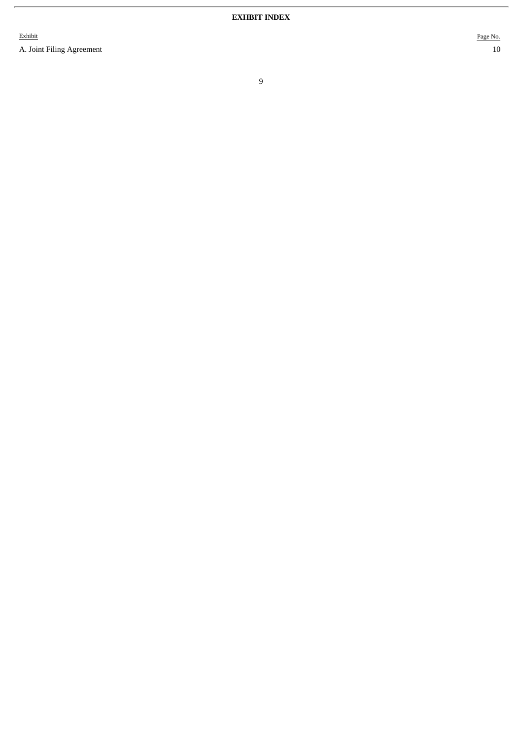**EXHBIT INDEX**

| Exhibit | Page No. |
| --- | --- |
| A. Joint Filing Agreement | 10 |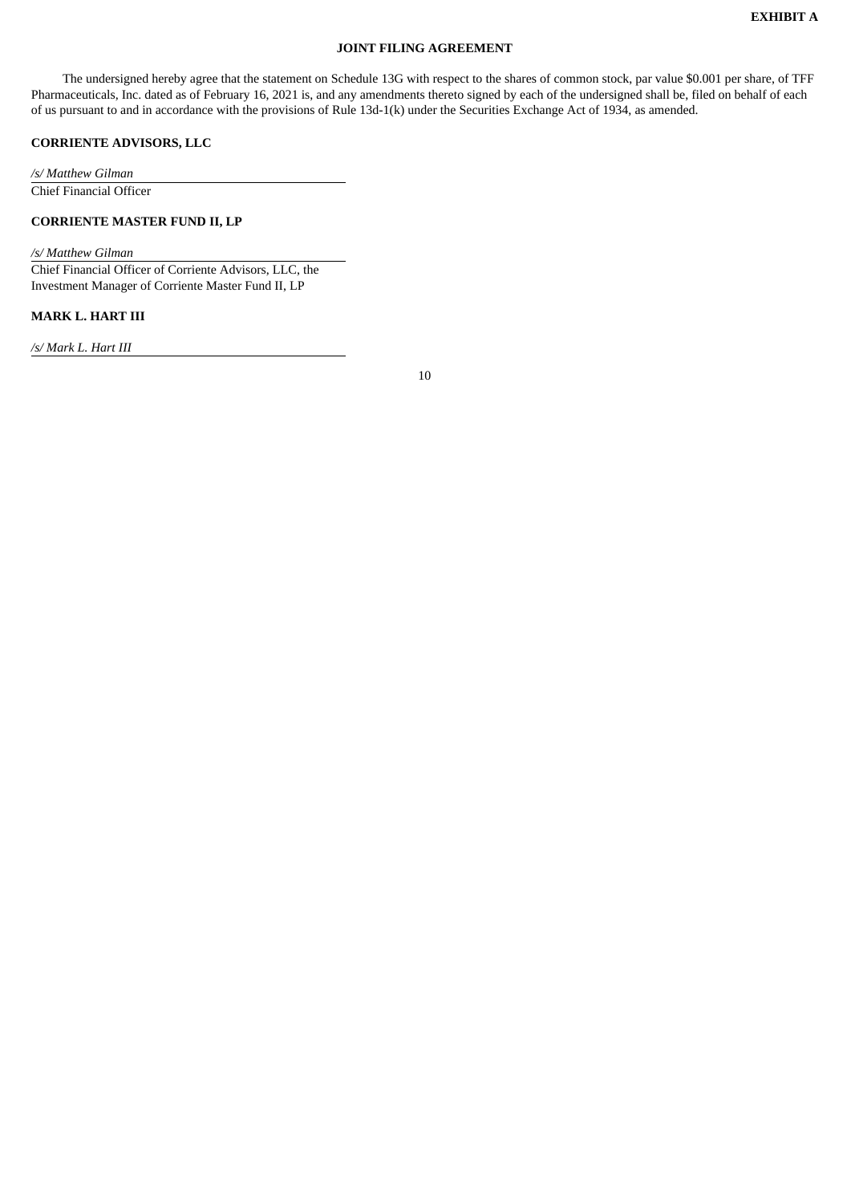**EXHIBIT A**

**JOINT FILING AGREEMENT**

The undersigned hereby agree that the statement on Schedule 13G with respect to the shares of common stock, par value $0.001 per share, of TFF Pharmaceuticals, Inc. dated as of February 16, 2021 is, and any amendments thereto signed by each of the undersigned shall be, filed on behalf of each of us pursuant to and in accordance with the provisions of Rule 13d-1(k) under the Securities Exchange Act of 1934, as amended.

**CORRIENTE ADVISORS, LLC**

*/s/ Matthew Gilman*
Chief Financial Officer

**CORRIENTE MASTER FUND II, LP**

*/s/ Matthew Gilman*
Chief Financial Officer of Corriente Advisors, LLC, the Investment Manager of Corriente Master Fund II, LP

**MARK L. HART III**

*/s/ Mark L. Hart III*